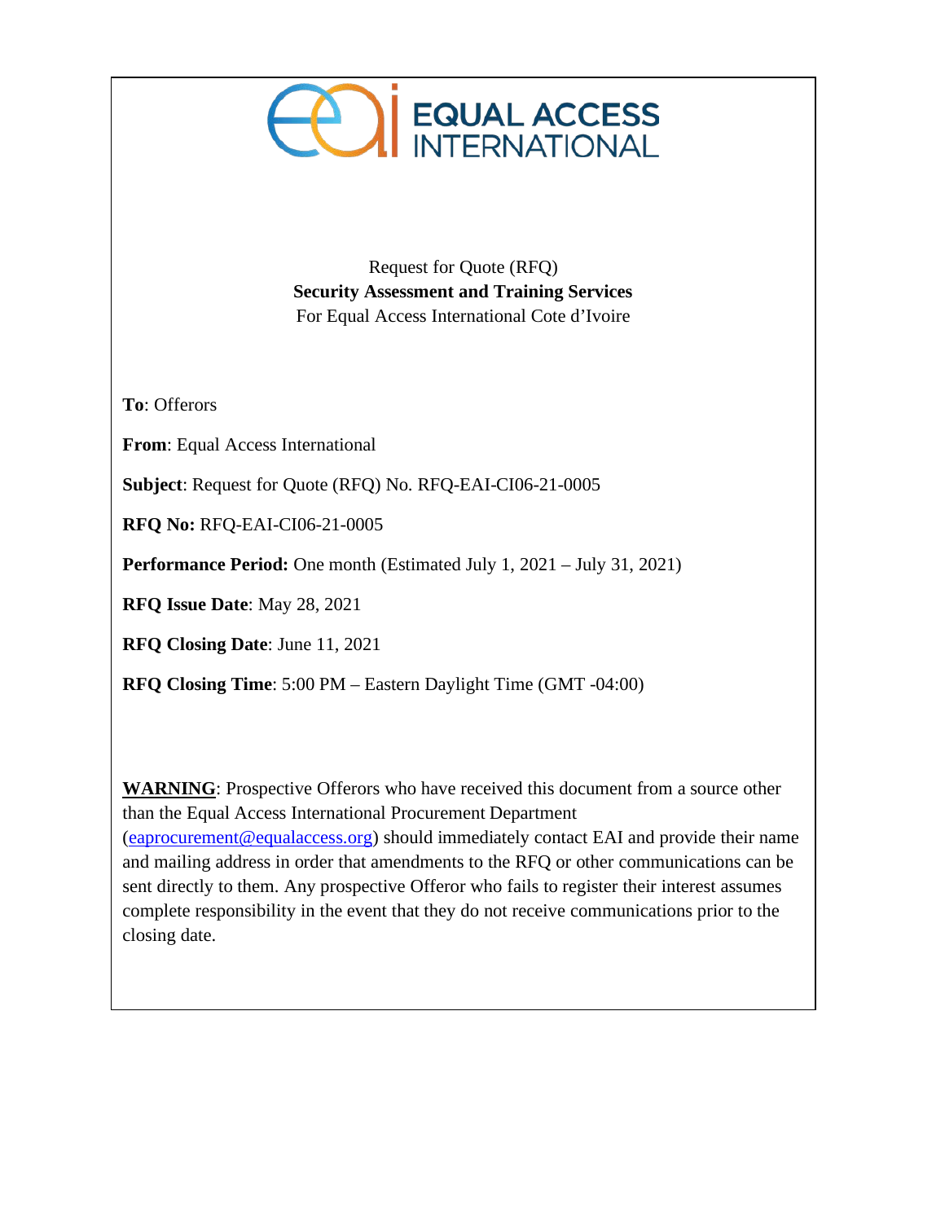EQUAL ACCESS INTERNATIONAL

Request for Quote (RFQ)
**Security Assessment and Training Services**
For Equal Access International Cote d'Ivoire

**To**: Offerors

**From**: Equal Access International

**Subject**: Request for Quote (RFQ) No. RFQ-EAI-CI06-21-0005

**RFQ No:** RFQ-EAI-CI06-21-0005

**Performance Period:** One month (Estimated July 1, 2021 – July 31, 2021)

**RFQ Issue Date**: May 28, 2021

**RFQ Closing Date**: June 11, 2021

**RFQ Closing Time**: 5:00 PM – Eastern Daylight Time (GMT -04:00)

**WARNING**: Prospective Offerors who have received this document from a source other than the Equal Access International Procurement Department (eaprocurement@equalaccess.org) should immediately contact EAI and provide their name and mailing address in order that amendments to the RFQ or other communications can be sent directly to them. Any prospective Offeror who fails to register their interest assumes complete responsibility in the event that they do not receive communications prior to the closing date.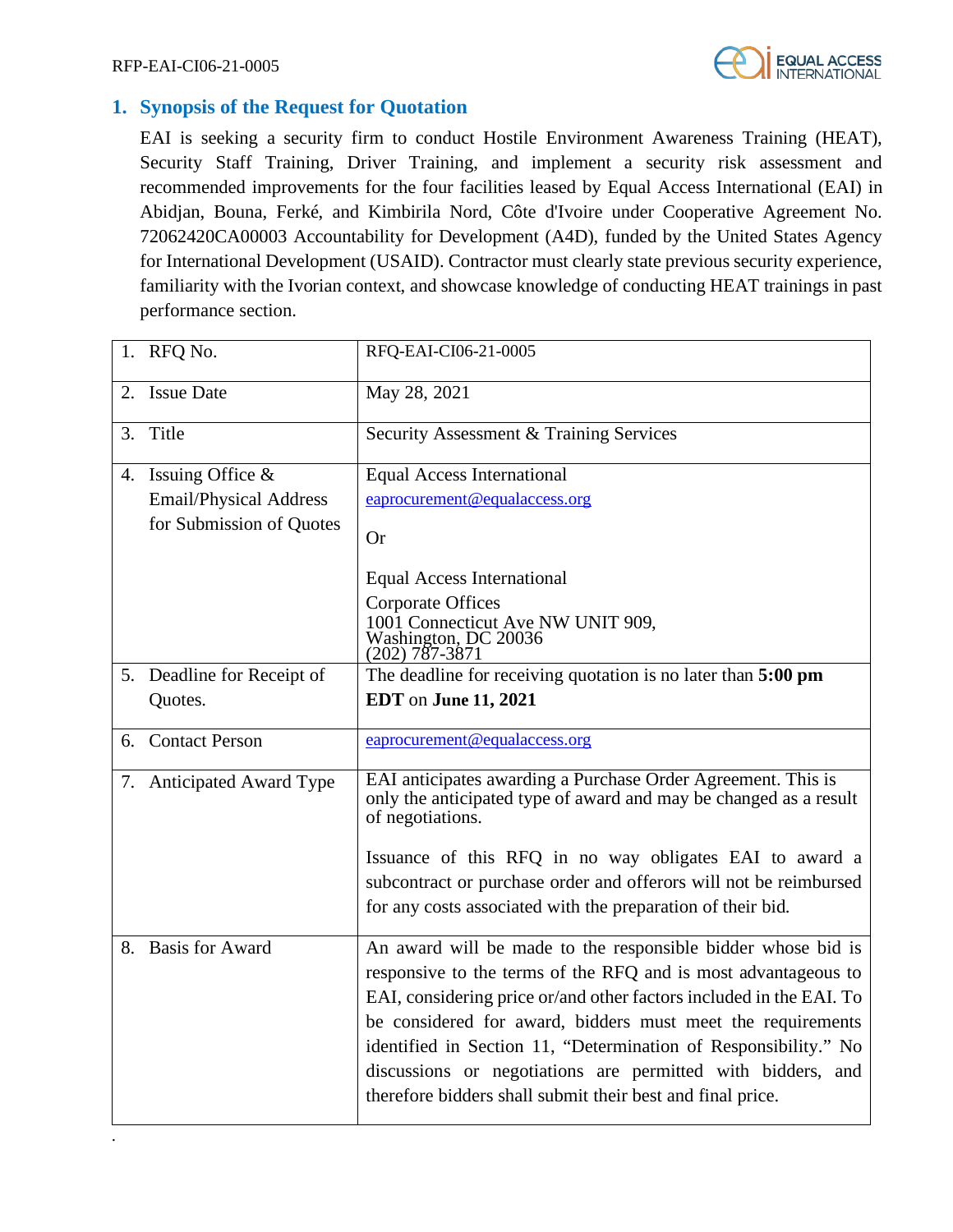## 1. Synopsis of the Request for Quotation

EAI is seeking a security firm to conduct Hostile Environment Awareness Training (HEAT), Security Staff Training, Driver Training, and implement a security risk assessment and recommended improvements for the four facilities leased by Equal Access International (EAI) in Abidjan, Bouna, Ferké, and Kimbirila Nord, Côte d'Ivoire under Cooperative Agreement No. 72062420CA00003 Accountability for Development (A4D), funded by the United States Agency for International Development (USAID). Contractor must clearly state previous security experience, familiarity with the Ivorian context, and showcase knowledge of conducting HEAT trainings in past performance section.

| | |
|---|---|
| 1. RFQ No. | RFQ-EAI-CI06-21-0005 |
| 2. Issue Date | May 28, 2021 |
| 3. Title | Security Assessment & Training Services |
| 4. Issuing Office & Email/Physical Address for Submission of Quotes | Equal Access International<br>eaprocurement@equalaccess.org<br><br>Or<br><br>Equal Access International<br>Corporate Offices<br>1001 Connecticut Ave NW UNIT 909,<br>Washington, DC 20036<br>(202) 787-3871 |
| 5. Deadline for Receipt of Quotes. | The deadline for receiving quotation is no later than **5:00 pm EDT** on **June 11, 2021** |
| 6. Contact Person | eaprocurement@equalaccess.org |
| 7. Anticipated Award Type | EAI anticipates awarding a Purchase Order Agreement. This is only the anticipated type of award and may be changed as a result of negotiations.<br><br>Issuance of this RFQ in no way obligates EAI to award a subcontract or purchase order and offerors will not be reimbursed for any costs associated with the preparation of their bid. |
| 8. Basis for Award | An award will be made to the responsible bidder whose bid is responsive to the terms of the RFQ and is most advantageous to EAI, considering price or/and other factors included in the EAI. To be considered for award, bidders must meet the requirements identified in Section 11, "Determination of Responsibility." No discussions or negotiations are permitted with bidders, and therefore bidders shall submit their best and final price. |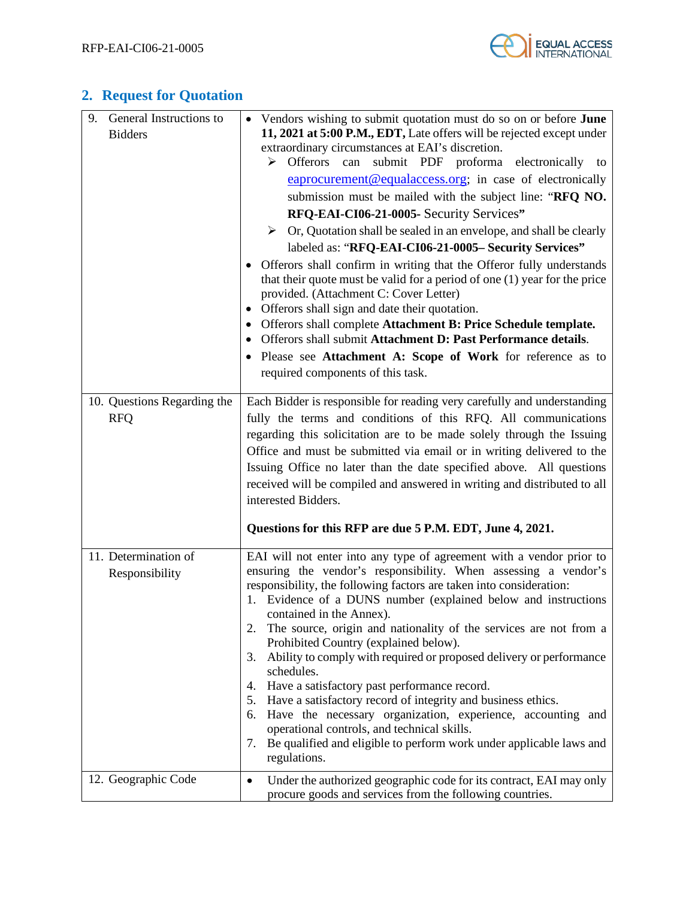## 2. Request for Quotation

| | |
|---|---|
| 9. General Instructions to Bidders | • Vendors wishing to submit quotation must do so on or before **June 11, 2021 at 5:00 P.M., EDT,** Late offers will be rejected except under extraordinary circumstances at EAI's discretion.<br>➢ Offerors can submit PDF proforma electronically to eaprocurement@equalaccess.org; in case of electronically submission must be mailed with the subject line: "**RFQ NO. RFQ-EAI-CI06-21-0005-** Security Services**"**<br>➢ Or, Quotation shall be sealed in an envelope, and shall be clearly labeled as: "**RFQ-EAI-CI06-21-0005– Security Services"**<br>• Offerors shall confirm in writing that the Offeror fully understands that their quote must be valid for a period of one (1) year for the price provided. (Attachment C: Cover Letter)<br>• Offerors shall sign and date their quotation.<br>• Offerors shall complete **Attachment B: Price Schedule template.**<br>• Offerors shall submit **Attachment D: Past Performance details**.<br>• Please see **Attachment A: Scope of Work** for reference as to required components of this task. |
| 10. Questions Regarding the RFQ | Each Bidder is responsible for reading very carefully and understanding fully the terms and conditions of this RFQ. All communications regarding this solicitation are to be made solely through the Issuing Office and must be submitted via email or in writing delivered to the Issuing Office no later than the date specified above. All questions received will be compiled and answered in writing and distributed to all interested Bidders.<br><br>**Questions for this RFP are due 5 P.M. EDT, June 4, 2021.** |
| 11. Determination of Responsibility | EAI will not enter into any type of agreement with a vendor prior to ensuring the vendor's responsibility. When assessing a vendor's responsibility, the following factors are taken into consideration:<br>1. Evidence of a DUNS number (explained below and instructions contained in the Annex).<br>2. The source, origin and nationality of the services are not from a Prohibited Country (explained below).<br>3. Ability to comply with required or proposed delivery or performance schedules.<br>4. Have a satisfactory past performance record.<br>5. Have a satisfactory record of integrity and business ethics.<br>6. Have the necessary organization, experience, accounting and operational controls, and technical skills.<br>7. Be qualified and eligible to perform work under applicable laws and regulations. |
| 12. Geographic Code | • Under the authorized geographic code for its contract, EAI may only procure goods and services from the following countries. |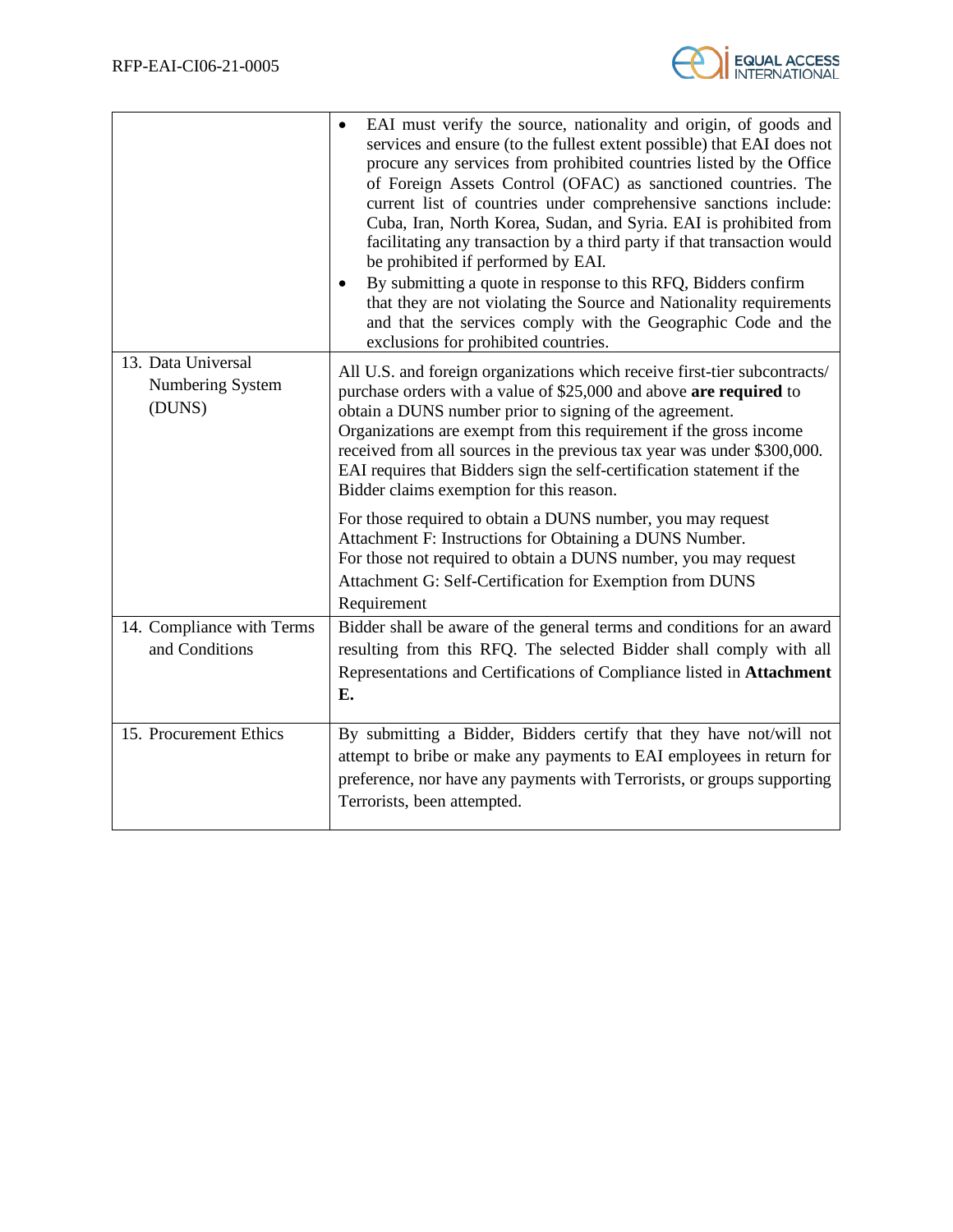| | |
|---|---|
| | • EAI must verify the source, nationality and origin, of goods and services and ensure (to the fullest extent possible) that EAI does not procure any services from prohibited countries listed by the Office of Foreign Assets Control (OFAC) as sanctioned countries. The current list of countries under comprehensive sanctions include: Cuba, Iran, North Korea, Sudan, and Syria. EAI is prohibited from facilitating any transaction by a third party if that transaction would be prohibited if performed by EAI.<br>• By submitting a quote in response to this RFQ, Bidders confirm that they are not violating the Source and Nationality requirements and that the services comply with the Geographic Code and the exclusions for prohibited countries. |
| 13. Data Universal Numbering System (DUNS) | All U.S. and foreign organizations which receive first-tier subcontracts/ purchase orders with a value of $25,000 and above **are required** to obtain a DUNS number prior to signing of the agreement. Organizations are exempt from this requirement if the gross income received from all sources in the previous tax year was under $300,000. EAI requires that Bidders sign the self-certification statement if the Bidder claims exemption for this reason.<br><br>For those required to obtain a DUNS number, you may request Attachment F: Instructions for Obtaining a DUNS Number.<br>For those not required to obtain a DUNS number, you may request Attachment G: Self-Certification for Exemption from DUNS Requirement |
| 14. Compliance with Terms and Conditions | Bidder shall be aware of the general terms and conditions for an award resulting from this RFQ. The selected Bidder shall comply with all Representations and Certifications of Compliance listed in **Attachment E.** |
| 15. Procurement Ethics | By submitting a Bidder, Bidders certify that they have not/will not attempt to bribe or make any payments to EAI employees in return for preference, nor have any payments with Terrorists, or groups supporting Terrorists, been attempted. |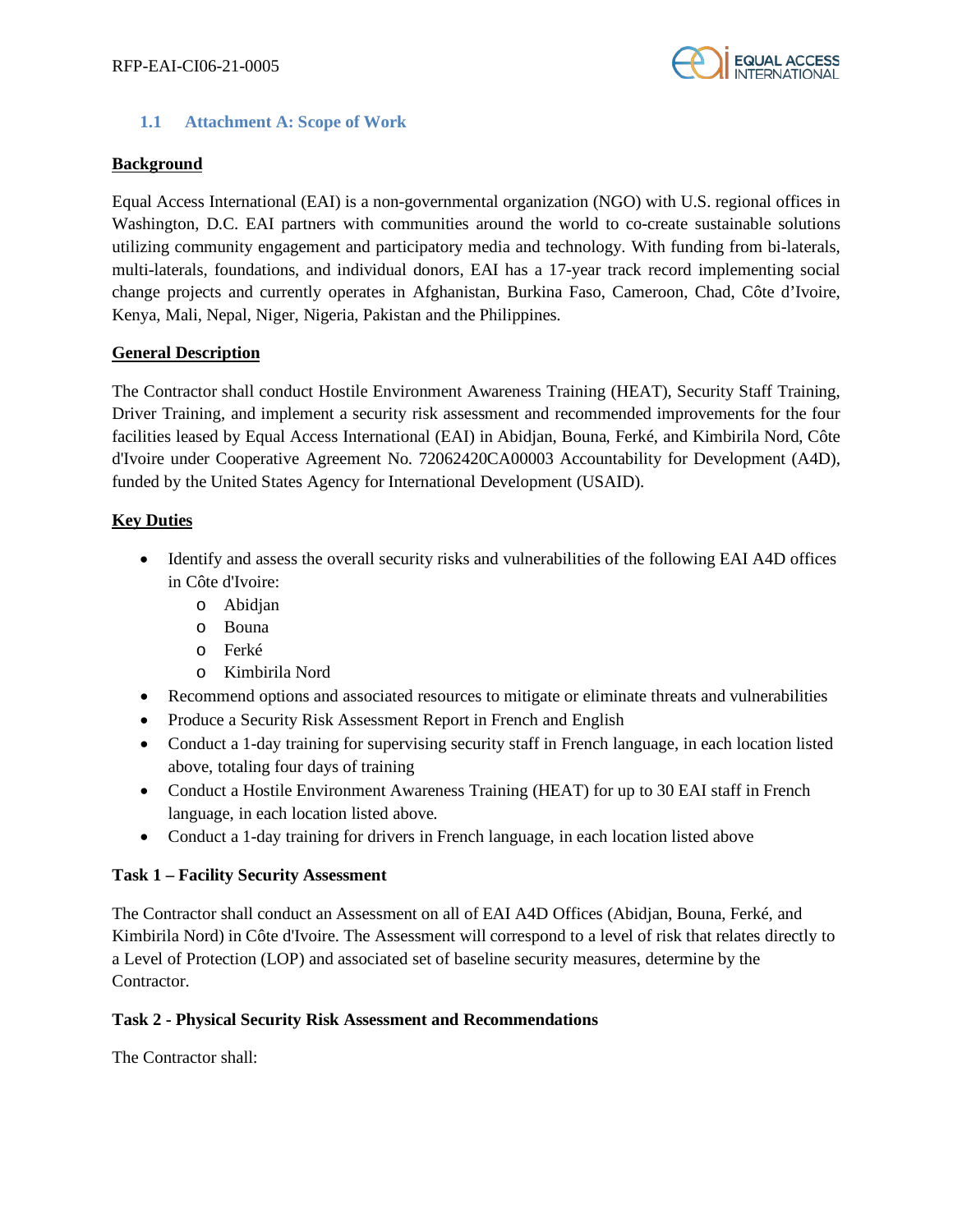### 1.1 Attachment A: Scope of Work

**Background**

Equal Access International (EAI) is a non-governmental organization (NGO) with U.S. regional offices in Washington, D.C. EAI partners with communities around the world to co-create sustainable solutions utilizing community engagement and participatory media and technology. With funding from bi-laterals, multi-laterals, foundations, and individual donors, EAI has a 17-year track record implementing social change projects and currently operates in Afghanistan, Burkina Faso, Cameroon, Chad, Côte d'Ivoire, Kenya, Mali, Nepal, Niger, Nigeria, Pakistan and the Philippines.

**General Description**

The Contractor shall conduct Hostile Environment Awareness Training (HEAT), Security Staff Training, Driver Training, and implement a security risk assessment and recommended improvements for the four facilities leased by Equal Access International (EAI) in Abidjan, Bouna, Ferké, and Kimbirila Nord, Côte d'Ivoire under Cooperative Agreement No. 72062420CA00003 Accountability for Development (A4D), funded by the United States Agency for International Development (USAID).

**Key Duties**

- Identify and assess the overall security risks and vulnerabilities of the following EAI A4D offices in Côte d'Ivoire:
  - Abidjan
  - Bouna
  - Ferké
  - Kimbirila Nord
- Recommend options and associated resources to mitigate or eliminate threats and vulnerabilities
- Produce a Security Risk Assessment Report in French and English
- Conduct a 1-day training for supervising security staff in French language, in each location listed above, totaling four days of training
- Conduct a Hostile Environment Awareness Training (HEAT) for up to 30 EAI staff in French language, in each location listed above.
- Conduct a 1-day training for drivers in French language, in each location listed above

**Task 1 – Facility Security Assessment**

The Contractor shall conduct an Assessment on all of EAI A4D Offices (Abidjan, Bouna, Ferké, and Kimbirila Nord) in Côte d'Ivoire. The Assessment will correspond to a level of risk that relates directly to a Level of Protection (LOP) and associated set of baseline security measures, determine by the Contractor.

**Task 2 - Physical Security Risk Assessment and Recommendations**

The Contractor shall: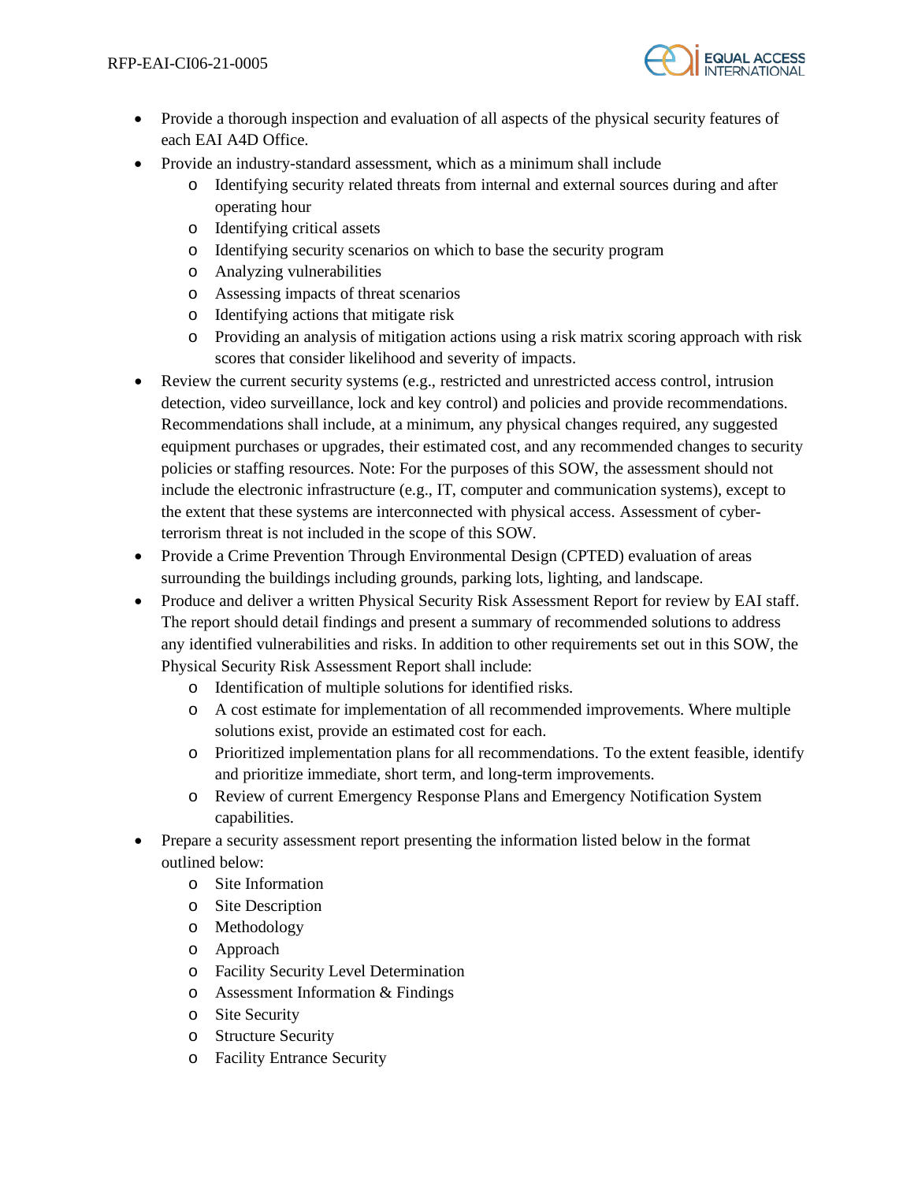- Provide a thorough inspection and evaluation of all aspects of the physical security features of each EAI A4D Office.
- Provide an industry-standard assessment, which as a minimum shall include
  - Identifying security related threats from internal and external sources during and after operating hour
  - Identifying critical assets
  - Identifying security scenarios on which to base the security program
  - Analyzing vulnerabilities
  - Assessing impacts of threat scenarios
  - Identifying actions that mitigate risk
  - Providing an analysis of mitigation actions using a risk matrix scoring approach with risk scores that consider likelihood and severity of impacts.
- Review the current security systems (e.g., restricted and unrestricted access control, intrusion detection, video surveillance, lock and key control) and policies and provide recommendations. Recommendations shall include, at a minimum, any physical changes required, any suggested equipment purchases or upgrades, their estimated cost, and any recommended changes to security policies or staffing resources. Note: For the purposes of this SOW, the assessment should not include the electronic infrastructure (e.g., IT, computer and communication systems), except to the extent that these systems are interconnected with physical access. Assessment of cyber-terrorism threat is not included in the scope of this SOW.
- Provide a Crime Prevention Through Environmental Design (CPTED) evaluation of areas surrounding the buildings including grounds, parking lots, lighting, and landscape.
- Produce and deliver a written Physical Security Risk Assessment Report for review by EAI staff. The report should detail findings and present a summary of recommended solutions to address any identified vulnerabilities and risks. In addition to other requirements set out in this SOW, the Physical Security Risk Assessment Report shall include:
  - Identification of multiple solutions for identified risks.
  - A cost estimate for implementation of all recommended improvements. Where multiple solutions exist, provide an estimated cost for each.
  - Prioritized implementation plans for all recommendations. To the extent feasible, identify and prioritize immediate, short term, and long-term improvements.
  - Review of current Emergency Response Plans and Emergency Notification System capabilities.
- Prepare a security assessment report presenting the information listed below in the format outlined below:
  - Site Information
  - Site Description
  - Methodology
  - Approach
  - Facility Security Level Determination
  - Assessment Information & Findings
  - Site Security
  - Structure Security
  - Facility Entrance Security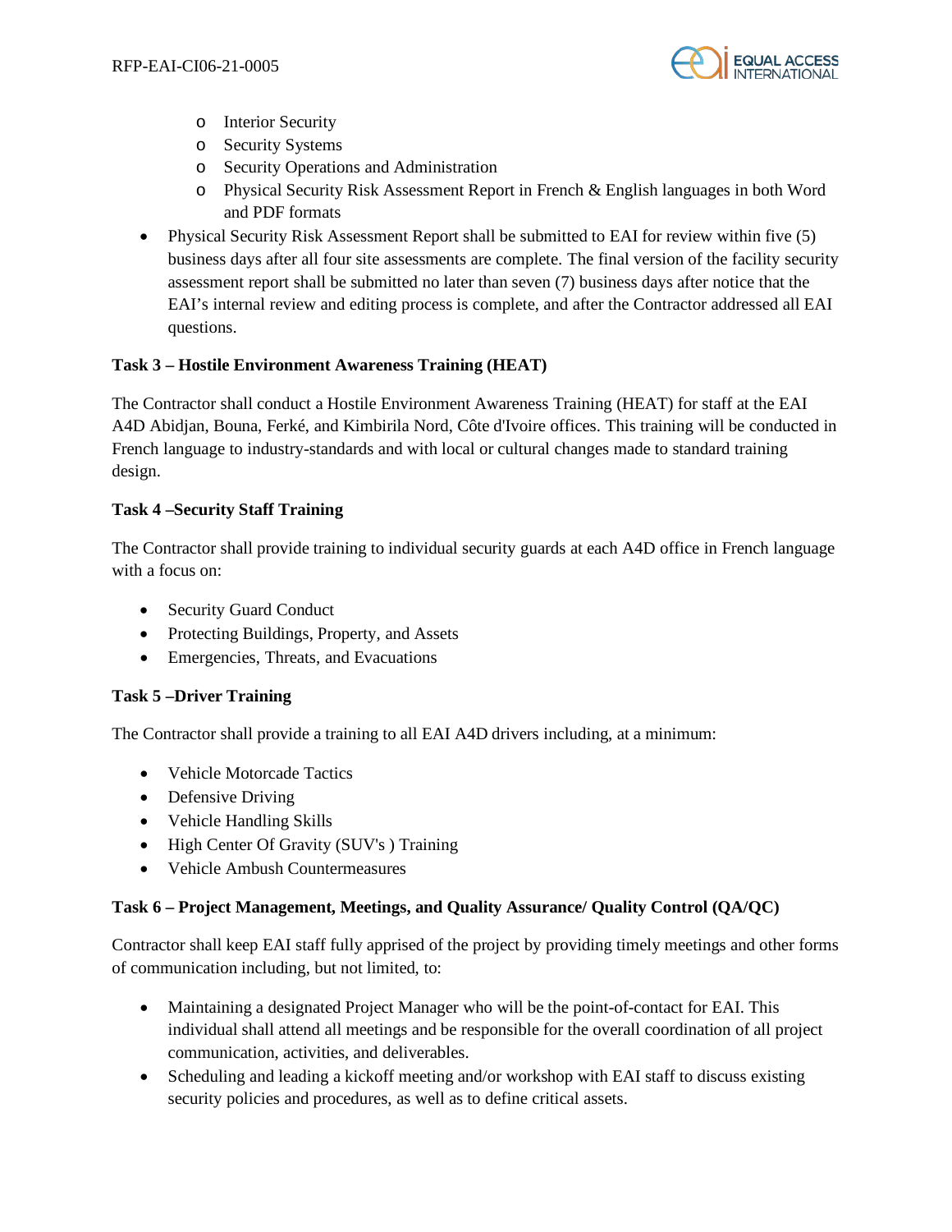- Interior Security
  - Security Systems
  - Security Operations and Administration
  - Physical Security Risk Assessment Report in French & English languages in both Word and PDF formats
- Physical Security Risk Assessment Report shall be submitted to EAI for review within five (5) business days after all four site assessments are complete. The final version of the facility security assessment report shall be submitted no later than seven (7) business days after notice that the EAI's internal review and editing process is complete, and after the Contractor addressed all EAI questions.

**Task 3 – Hostile Environment Awareness Training (HEAT)**

The Contractor shall conduct a Hostile Environment Awareness Training (HEAT) for staff at the EAI A4D Abidjan, Bouna, Ferké, and Kimbirila Nord, Côte d'Ivoire offices. This training will be conducted in French language to industry-standards and with local or cultural changes made to standard training design.

**Task 4 –Security Staff Training**

The Contractor shall provide training to individual security guards at each A4D office in French language with a focus on:

- Security Guard Conduct
- Protecting Buildings, Property, and Assets
- Emergencies, Threats, and Evacuations

**Task 5 –Driver Training**

The Contractor shall provide a training to all EAI A4D drivers including, at a minimum:

- Vehicle Motorcade Tactics
- Defensive Driving
- Vehicle Handling Skills
- High Center Of Gravity (SUV's ) Training
- Vehicle Ambush Countermeasures

**Task 6 – Project Management, Meetings, and Quality Assurance/ Quality Control (QA/QC)**

Contractor shall keep EAI staff fully apprised of the project by providing timely meetings and other forms of communication including, but not limited, to:

- Maintaining a designated Project Manager who will be the point-of-contact for EAI. This individual shall attend all meetings and be responsible for the overall coordination of all project communication, activities, and deliverables.
- Scheduling and leading a kickoff meeting and/or workshop with EAI staff to discuss existing security policies and procedures, as well as to define critical assets.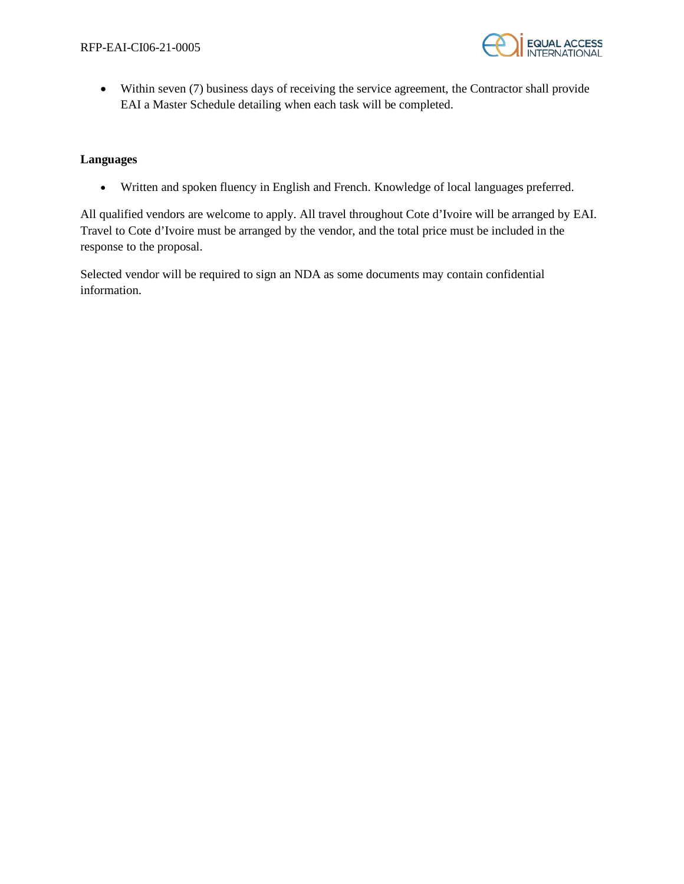- Within seven (7) business days of receiving the service agreement, the Contractor shall provide EAI a Master Schedule detailing when each task will be completed.

**Languages**

- Written and spoken fluency in English and French. Knowledge of local languages preferred.

All qualified vendors are welcome to apply. All travel throughout Cote d'Ivoire will be arranged by EAI. Travel to Cote d'Ivoire must be arranged by the vendor, and the total price must be included in the response to the proposal.

Selected vendor will be required to sign an NDA as some documents may contain confidential information.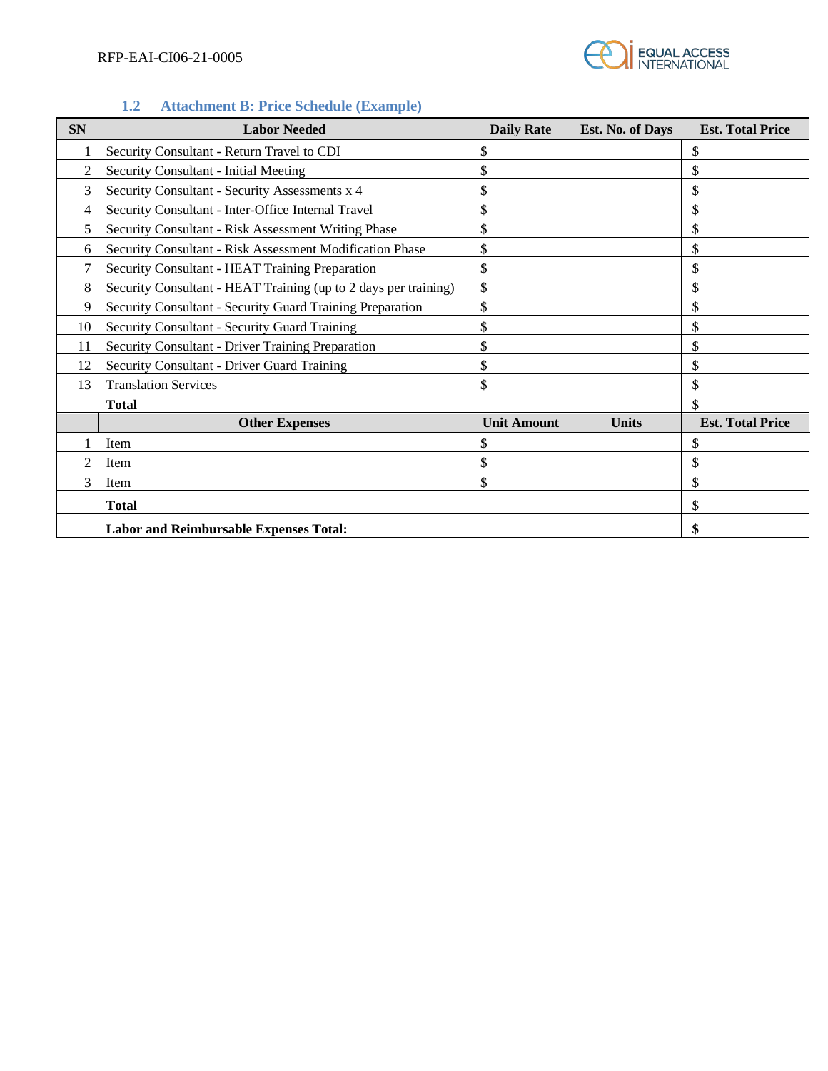### 1.2 Attachment B: Price Schedule (Example)

| SN | Labor Needed | Daily Rate | Est. No. of Days | Est. Total Price |
|---|---|---|---|---|
| 1 | Security Consultant - Return Travel to CDI | $ | | $ |
| 2 | Security Consultant - Initial Meeting | $ | | $ |
| 3 | Security Consultant - Security Assessments x 4 | $ | | $ |
| 4 | Security Consultant - Inter-Office Internal Travel | $ | | $ |
| 5 | Security Consultant - Risk Assessment Writing Phase | $ | | $ |
| 6 | Security Consultant - Risk Assessment Modification Phase | $ | | $ |
| 7 | Security Consultant - HEAT Training Preparation | $ | | $ |
| 8 | Security Consultant - HEAT Training (up to 2 days per training) | $ | | $ |
| 9 | Security Consultant - Security Guard Training Preparation | $ | | $ |
| 10 | Security Consultant - Security Guard Training | $ | | $ |
| 11 | Security Consultant - Driver Training Preparation | $ | | $ |
| 12 | Security Consultant - Driver Guard Training | $ | | $ |
| 13 | Translation Services | $ | | $ |
| | **Total** | | | $ |
| | **Other Expenses** | **Unit Amount** | **Units** | **Est. Total Price** |
| 1 | Item | $ | | $ |
| 2 | Item | $ | | $ |
| 3 | Item | $ | | $ |
| | **Total** | | | $ |
| | **Labor and Reimbursable Expenses Total:** | | | **$** |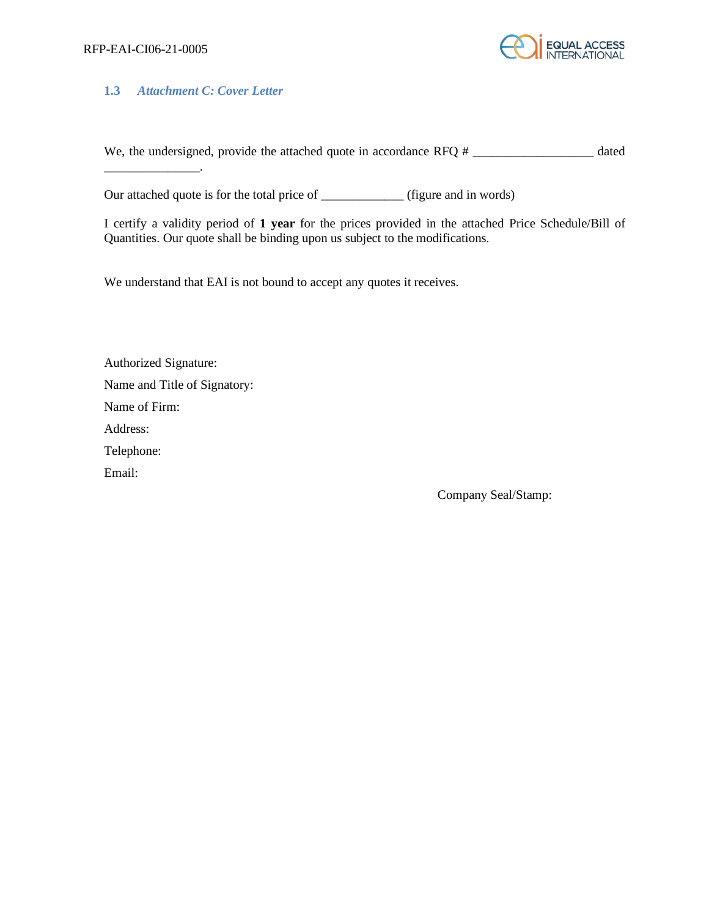### 1.3 *Attachment C: Cover Letter*

We, the undersigned, provide the attached quote in accordance RFQ # __________________ dated _______________.

Our attached quote is for the total price of _____________ (figure and in words)

I certify a validity period of **1 year** for the prices provided in the attached Price Schedule/Bill of Quantities. Our quote shall be binding upon us subject to the modifications.

We understand that EAI is not bound to accept any quotes it receives.

Authorized Signature:

Name and Title of Signatory:

Name of Firm:

Address:

Telephone:

Email:

Company Seal/Stamp: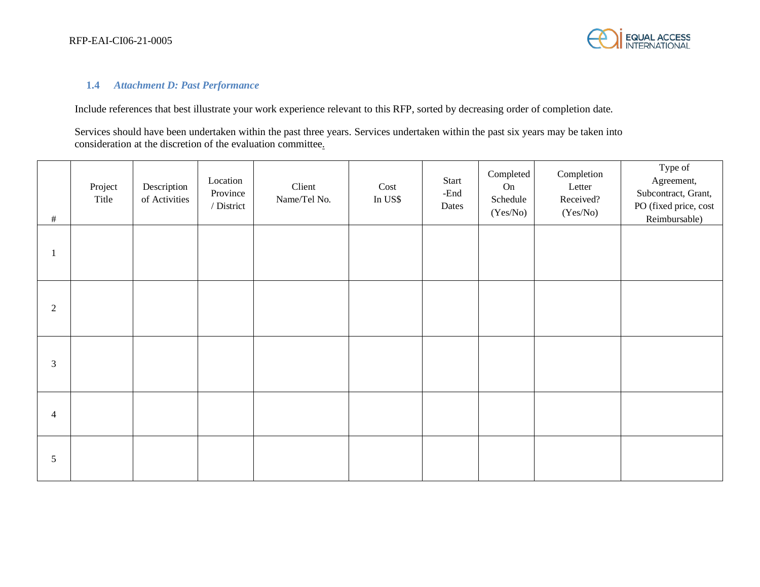### 1.4 *Attachment D: Past Performance*

Include references that best illustrate your work experience relevant to this RFP, sorted by decreasing order of completion date.

Services should have been undertaken within the past three years. Services undertaken within the past six years may be taken into consideration at the discretion of the evaluation committee.

| # | Project Title | Description of Activities | Location Province / District | Client Name/Tel No. | Cost In US$ | Start -End Dates | Completed On Schedule (Yes/No) | Completion Letter Received? (Yes/No) | Type of Agreement, Subcontract, Grant, PO (fixed price, cost Reimbursable) |
|---|---|---|---|---|---|---|---|---|---|
| 1 | | | | | | | | | |
| 2 | | | | | | | | | |
| 3 | | | | | | | | | |
| 4 | | | | | | | | | |
| 5 | | | | | | | | | |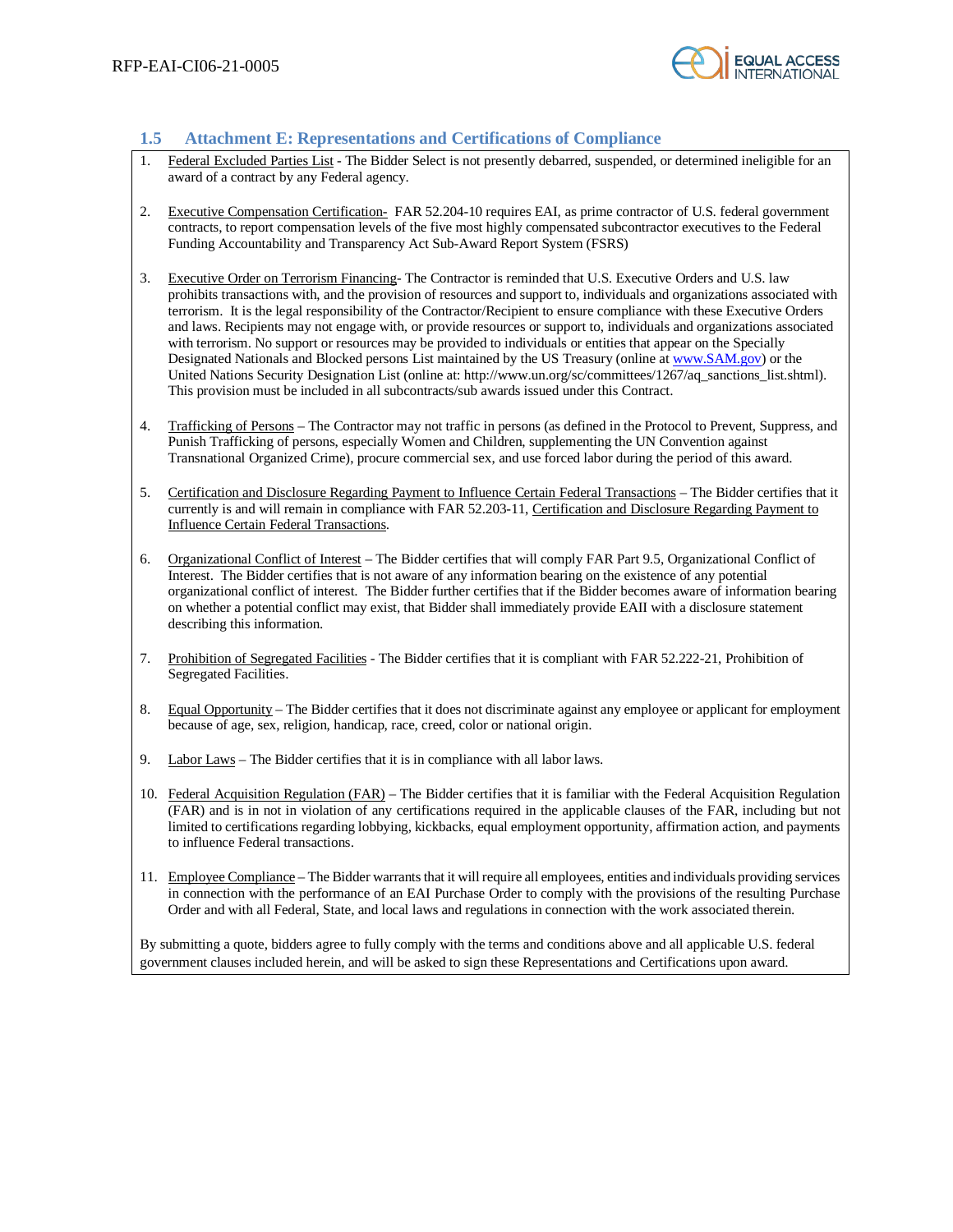## 1.5 Attachment E: Representations and Certifications of Compliance

1. Federal Excluded Parties List - The Bidder Select is not presently debarred, suspended, or determined ineligible for an award of a contract by any Federal agency.

2. Executive Compensation Certification- FAR 52.204-10 requires EAI, as prime contractor of U.S. federal government contracts, to report compensation levels of the five most highly compensated subcontractor executives to the Federal Funding Accountability and Transparency Act Sub-Award Report System (FSRS)

3. Executive Order on Terrorism Financing- The Contractor is reminded that U.S. Executive Orders and U.S. law prohibits transactions with, and the provision of resources and support to, individuals and organizations associated with terrorism. It is the legal responsibility of the Contractor/Recipient to ensure compliance with these Executive Orders and laws. Recipients may not engage with, or provide resources or support to, individuals and organizations associated with terrorism. No support or resources may be provided to individuals or entities that appear on the Specially Designated Nationals and Blocked persons List maintained by the US Treasury (online at www.SAM.gov) or the United Nations Security Designation List (online at: http://www.un.org/sc/committees/1267/aq_sanctions_list.shtml). This provision must be included in all subcontracts/sub awards issued under this Contract.

4. Trafficking of Persons – The Contractor may not traffic in persons (as defined in the Protocol to Prevent, Suppress, and Punish Trafficking of persons, especially Women and Children, supplementing the UN Convention against Transnational Organized Crime), procure commercial sex, and use forced labor during the period of this award.

5. Certification and Disclosure Regarding Payment to Influence Certain Federal Transactions – The Bidder certifies that it currently is and will remain in compliance with FAR 52.203-11, Certification and Disclosure Regarding Payment to Influence Certain Federal Transactions.

6. Organizational Conflict of Interest – The Bidder certifies that will comply FAR Part 9.5, Organizational Conflict of Interest. The Bidder certifies that is not aware of any information bearing on the existence of any potential organizational conflict of interest. The Bidder further certifies that if the Bidder becomes aware of information bearing on whether a potential conflict may exist, that Bidder shall immediately provide EAII with a disclosure statement describing this information.

7. Prohibition of Segregated Facilities - The Bidder certifies that it is compliant with FAR 52.222-21, Prohibition of Segregated Facilities.

8. Equal Opportunity – The Bidder certifies that it does not discriminate against any employee or applicant for employment because of age, sex, religion, handicap, race, creed, color or national origin.

9. Labor Laws – The Bidder certifies that it is in compliance with all labor laws.

10. Federal Acquisition Regulation (FAR) – The Bidder certifies that it is familiar with the Federal Acquisition Regulation (FAR) and is in not in violation of any certifications required in the applicable clauses of the FAR, including but not limited to certifications regarding lobbying, kickbacks, equal employment opportunity, affirmation action, and payments to influence Federal transactions.

11. Employee Compliance – The Bidder warrants that it will require all employees, entities and individuals providing services in connection with the performance of an EAI Purchase Order to comply with the provisions of the resulting Purchase Order and with all Federal, State, and local laws and regulations in connection with the work associated therein.

By submitting a quote, bidders agree to fully comply with the terms and conditions above and all applicable U.S. federal government clauses included herein, and will be asked to sign these Representations and Certifications upon award.